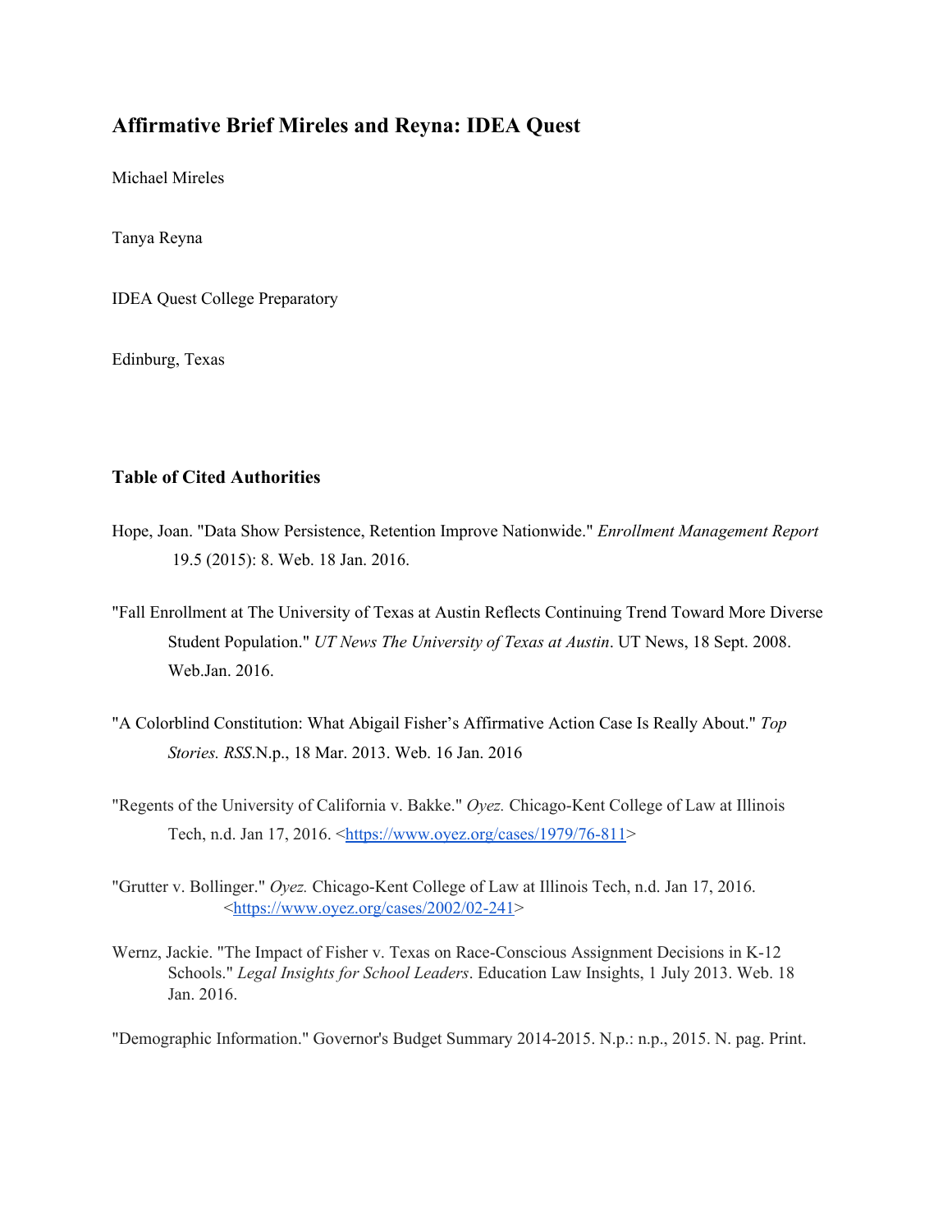## Affirmative Brief Mireles and Reyna: IDEA Quest

Michael Mireles

Tanya Reyna

IDEA Quest College Preparatory

Edinburg, Texas

### Table of Cited Authorities

Hope, Joan. "Data Show Persistence, Retention Improve Nationwide." *Enrollment Management Report* 19.5 (2015): 8. Web. 18 Jan. 2016.

"Fall Enrollment at The University of Texas at Austin Reflects Continuing Trend Toward More Diverse Student Population." *UT News The University of Texas at Austin*. UT News, 18 Sept. 2008. Web.Jan. 2016.

"A Colorblind Constitution: What Abigail Fisher's Affirmative Action Case Is Really About." *Top Stories. RSS*.N.p., 18 Mar. 2013. Web. 16 Jan. 2016

"Regents of the University of California v. Bakke." *Oyez.* Chicago-Kent College of Law at Illinois Tech, n.d. Jan 17, 2016. <https://www.oyez.org/cases/1979/76-811>

"Grutter v. Bollinger." *Oyez.* Chicago-Kent College of Law at Illinois Tech, n.d. Jan 17, 2016. <https://www.oyez.org/cases/2002/02-241>

Wernz, Jackie. "The Impact of Fisher v. Texas on Race-Conscious Assignment Decisions in K-12 Schools." *Legal Insights for School Leaders*. Education Law Insights, 1 July 2013. Web. 18 Jan. 2016.

"Demographic Information." Governor's Budget Summary 2014-2015. N.p.: n.p., 2015. N. pag. Print.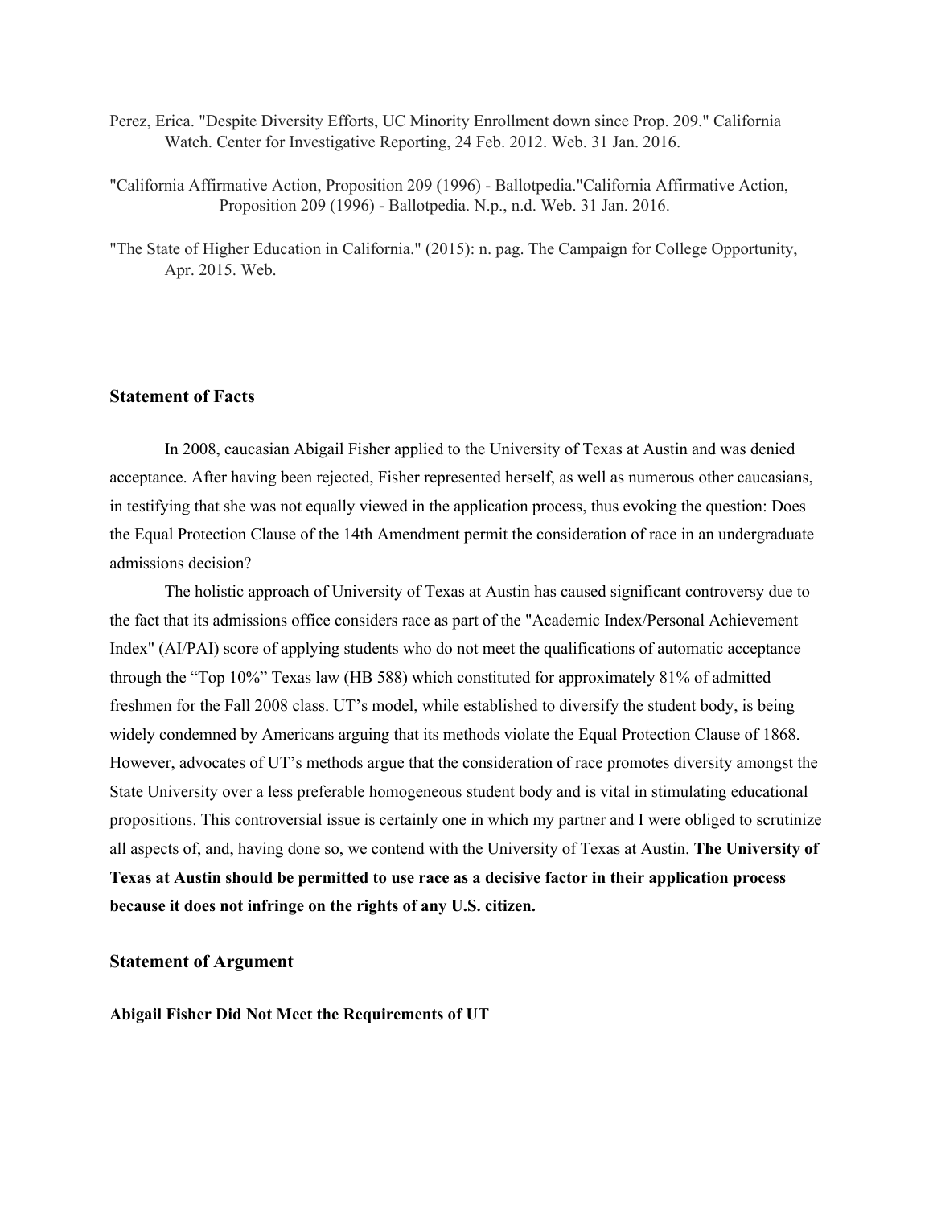Perez, Erica. "Despite Diversity Efforts, UC Minority Enrollment down since Prop. 209." California Watch. Center for Investigative Reporting, 24 Feb. 2012. Web. 31 Jan. 2016.

"California Affirmative Action, Proposition 209 (1996) - Ballotpedia."California Affirmative Action, Proposition 209 (1996) - Ballotpedia. N.p., n.d. Web. 31 Jan. 2016.

"The State of Higher Education in California." (2015): n. pag. The Campaign for College Opportunity, Apr. 2015. Web.

### Statement of Facts

In 2008, caucasian Abigail Fisher applied to the University of Texas at Austin and was denied acceptance. After having been rejected, Fisher represented herself, as well as numerous other caucasians, in testifying that she was not equally viewed in the application process, thus evoking the question: Does the Equal Protection Clause of the 14th Amendment permit the consideration of race in an undergraduate admissions decision?

The holistic approach of University of Texas at Austin has caused significant controversy due to the fact that its admissions office considers race as part of the "Academic Index/Personal Achievement Index" (AI/PAI) score of applying students who do not meet the qualifications of automatic acceptance through the "Top 10%" Texas law (HB 588) which constituted for approximately 81% of admitted freshmen for the Fall 2008 class. UT's model, while established to diversify the student body, is being widely condemned by Americans arguing that its methods violate the Equal Protection Clause of 1868. However, advocates of UT's methods argue that the consideration of race promotes diversity amongst the State University over a less preferable homogeneous student body and is vital in stimulating educational propositions. This controversial issue is certainly one in which my partner and I were obliged to scrutinize all aspects of, and, having done so, we contend with the University of Texas at Austin. **The University of Texas at Austin should be permitted to use race as a decisive factor in their application process because it does not infringe on the rights of any U.S. citizen.**

### Statement of Argument

#### Abigail Fisher Did Not Meet the Requirements of UT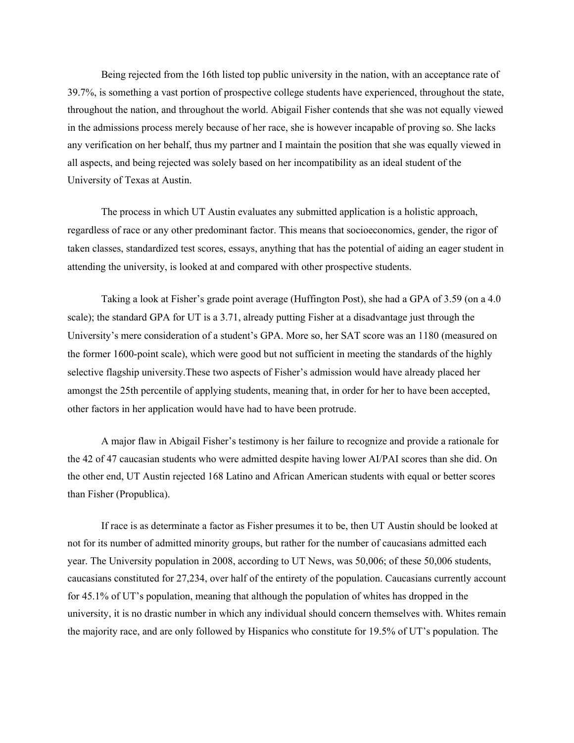Being rejected from the 16th listed top public university in the nation, with an acceptance rate of 39.7%, is something a vast portion of prospective college students have experienced, throughout the state, throughout the nation, and throughout the world. Abigail Fisher contends that she was not equally viewed in the admissions process merely because of her race, she is however incapable of proving so. She lacks any verification on her behalf, thus my partner and I maintain the position that she was equally viewed in all aspects, and being rejected was solely based on her incompatibility as an ideal student of the University of Texas at Austin.

The process in which UT Austin evaluates any submitted application is a holistic approach, regardless of race or any other predominant factor. This means that socioeconomics, gender, the rigor of taken classes, standardized test scores, essays, anything that has the potential of aiding an eager student in attending the university, is looked at and compared with other prospective students.

Taking a look at Fisher's grade point average (Huffington Post), she had a GPA of 3.59 (on a 4.0 scale); the standard GPA for UT is a 3.71, already putting Fisher at a disadvantage just through the University's mere consideration of a student's GPA. More so, her SAT score was an 1180 (measured on the former 1600-point scale), which were good but not sufficient in meeting the standards of the highly selective flagship university.These two aspects of Fisher's admission would have already placed her amongst the 25th percentile of applying students, meaning that, in order for her to have been accepted, other factors in her application would have had to have been protrude.

A major flaw in Abigail Fisher's testimony is her failure to recognize and provide a rationale for the 42 of 47 caucasian students who were admitted despite having lower AI/PAI scores than she did. On the other end, UT Austin rejected 168 Latino and African American students with equal or better scores than Fisher (Propublica).

If race is as determinate a factor as Fisher presumes it to be, then UT Austin should be looked at not for its number of admitted minority groups, but rather for the number of caucasians admitted each year. The University population in 2008, according to UT News, was 50,006; of these 50,006 students, caucasians constituted for 27,234, over half of the entirety of the population. Caucasians currently account for 45.1% of UT's population, meaning that although the population of whites has dropped in the university, it is no drastic number in which any individual should concern themselves with. Whites remain the majority race, and are only followed by Hispanics who constitute for 19.5% of UT's population. The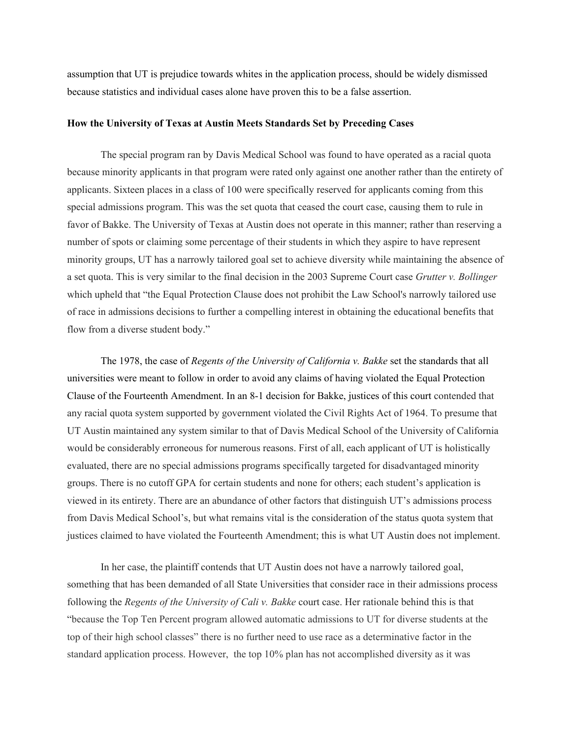assumption that UT is prejudice towards whites in the application process, should be widely dismissed because statistics and individual cases alone have proven this to be a false assertion.

**How the University of Texas at Austin Meets Standards Set by Preceding Cases**

The special program ran by Davis Medical School was found to have operated as a racial quota because minority applicants in that program were rated only against one another rather than the entirety of applicants. Sixteen places in a class of 100 were specifically reserved for applicants coming from this special admissions program. This was the set quota that ceased the court case, causing them to rule in favor of Bakke. The University of Texas at Austin does not operate in this manner; rather than reserving a number of spots or claiming some percentage of their students in which they aspire to have represent minority groups, UT has a narrowly tailored goal set to achieve diversity while maintaining the absence of a set quota. This is very similar to the final decision in the 2003 Supreme Court case *Grutter v. Bollinger* which upheld that "the Equal Protection Clause does not prohibit the Law School's narrowly tailored use of race in admissions decisions to further a compelling interest in obtaining the educational benefits that flow from a diverse student body."

The 1978, the case of *Regents of the University of California v. Bakke* set the standards that all universities were meant to follow in order to avoid any claims of having violated the Equal Protection Clause of the Fourteenth Amendment. In an 8-1 decision for Bakke, justices of this court contended that any racial quota system supported by government violated the Civil Rights Act of 1964. To presume that UT Austin maintained any system similar to that of Davis Medical School of the University of California would be considerably erroneous for numerous reasons. First of all, each applicant of UT is holistically evaluated, there are no special admissions programs specifically targeted for disadvantaged minority groups. There is no cutoff GPA for certain students and none for others; each student's application is viewed in its entirety. There are an abundance of other factors that distinguish UT's admissions process from Davis Medical School's, but what remains vital is the consideration of the status quota system that justices claimed to have violated the Fourteenth Amendment; this is what UT Austin does not implement.

In her case, the plaintiff contends that UT Austin does not have a narrowly tailored goal, something that has been demanded of all State Universities that consider race in their admissions process following the *Regents of the University of Cali v. Bakke* court case. Her rationale behind this is that "because the Top Ten Percent program allowed automatic admissions to UT for diverse students at the top of their high school classes" there is no further need to use race as a determinative factor in the standard application process. However, the top 10% plan has not accomplished diversity as it was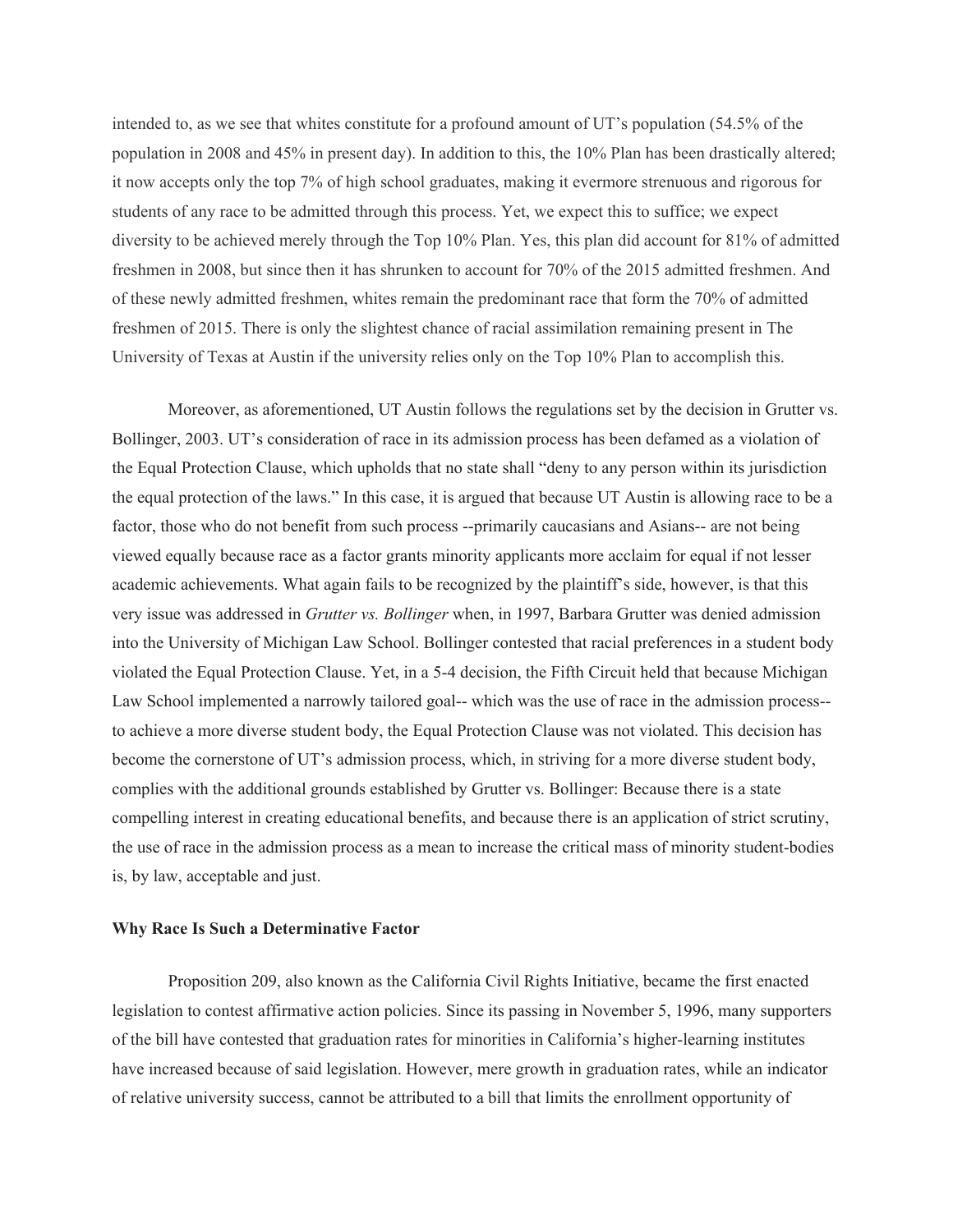intended to, as we see that whites constitute for a profound amount of UT's population (54.5% of the population in 2008 and 45% in present day). In addition to this, the 10% Plan has been drastically altered; it now accepts only the top 7% of high school graduates, making it evermore strenuous and rigorous for students of any race to be admitted through this process. Yet, we expect this to suffice; we expect diversity to be achieved merely through the Top 10% Plan. Yes, this plan did account for 81% of admitted freshmen in 2008, but since then it has shrunken to account for 70% of the 2015 admitted freshmen. And of these newly admitted freshmen, whites remain the predominant race that form the 70% of admitted freshmen of 2015. There is only the slightest chance of racial assimilation remaining present in The University of Texas at Austin if the university relies only on the Top 10% Plan to accomplish this.

Moreover, as aforementioned, UT Austin follows the regulations set by the decision in Grutter vs. Bollinger, 2003. UT's consideration of race in its admission process has been defamed as a violation of the Equal Protection Clause, which upholds that no state shall "deny to any person within its jurisdiction the equal protection of the laws." In this case, it is argued that because UT Austin is allowing race to be a factor, those who do not benefit from such process --primarily caucasians and Asians-- are not being viewed equally because race as a factor grants minority applicants more acclaim for equal if not lesser academic achievements. What again fails to be recognized by the plaintiff's side, however, is that this very issue was addressed in *Grutter vs. Bollinger* when, in 1997, Barbara Grutter was denied admission into the University of Michigan Law School. Bollinger contested that racial preferences in a student body violated the Equal Protection Clause. Yet, in a 5-4 decision, the Fifth Circuit held that because Michigan Law School implemented a narrowly tailored goal-- which was the use of race in the admission process-- to achieve a more diverse student body, the Equal Protection Clause was not violated. This decision has become the cornerstone of UT's admission process, which, in striving for a more diverse student body, complies with the additional grounds established by Grutter vs. Bollinger: Because there is a state compelling interest in creating educational benefits, and because there is an application of strict scrutiny, the use of race in the admission process as a mean to increase the critical mass of minority student-bodies is, by law, acceptable and just.

**Why Race Is Such a Determinative Factor**

Proposition 209, also known as the California Civil Rights Initiative, became the first enacted legislation to contest affirmative action policies. Since its passing in November 5, 1996, many supporters of the bill have contested that graduation rates for minorities in California's higher-learning institutes have increased because of said legislation. However, mere growth in graduation rates, while an indicator of relative university success, cannot be attributed to a bill that limits the enrollment opportunity of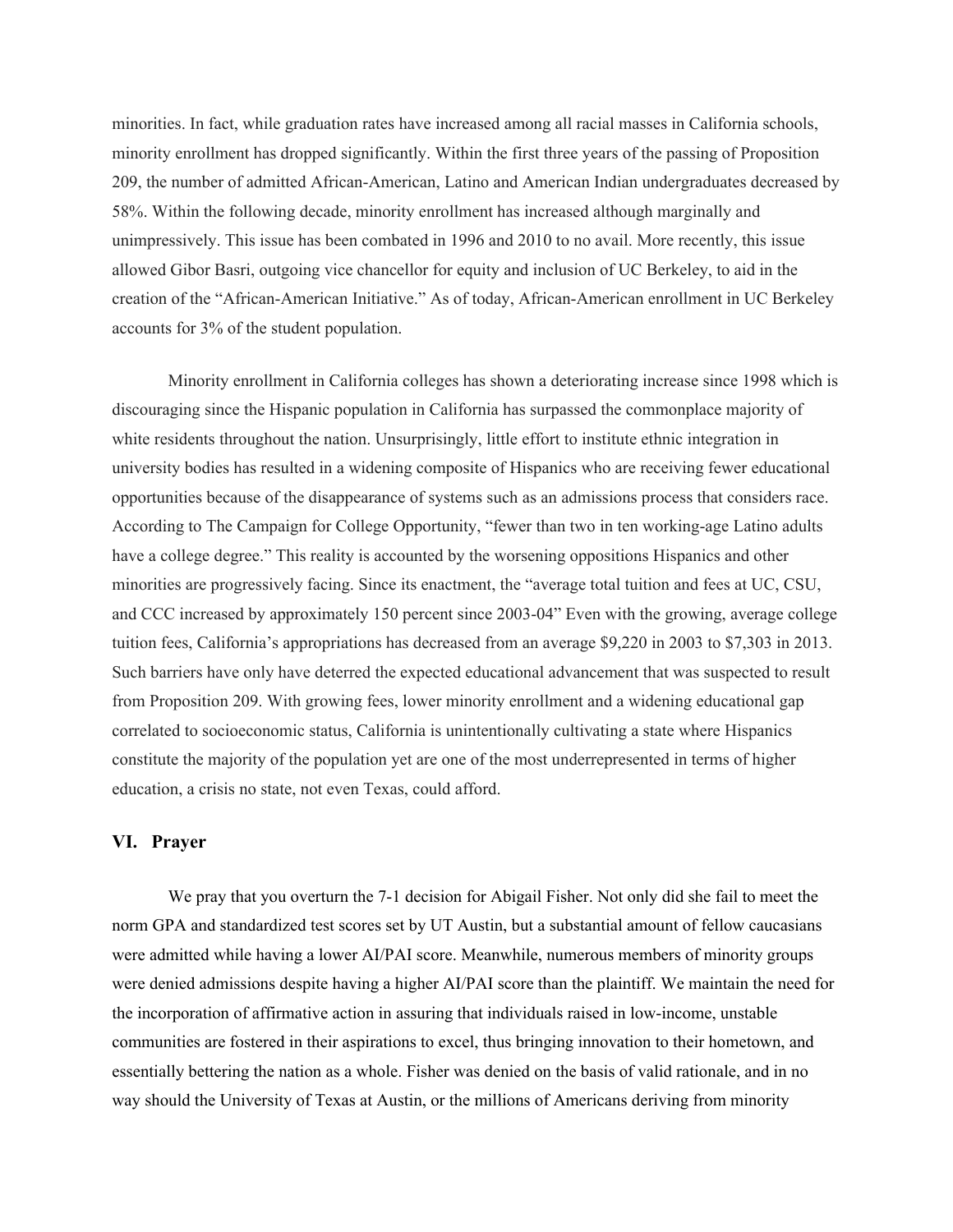minorities. In fact, while graduation rates have increased among all racial masses in California schools, minority enrollment has dropped significantly. Within the first three years of the passing of Proposition 209, the number of admitted African-American, Latino and American Indian undergraduates decreased by 58%. Within the following decade, minority enrollment has increased although marginally and unimpressively. This issue has been combated in 1996 and 2010 to no avail. More recently, this issue allowed Gibor Basri, outgoing vice chancellor for equity and inclusion of UC Berkeley, to aid in the creation of the "African-American Initiative." As of today, African-American enrollment in UC Berkeley accounts for 3% of the student population.

Minority enrollment in California colleges has shown a deteriorating increase since 1998 which is discouraging since the Hispanic population in California has surpassed the commonplace majority of white residents throughout the nation. Unsurprisingly, little effort to institute ethnic integration in university bodies has resulted in a widening composite of Hispanics who are receiving fewer educational opportunities because of the disappearance of systems such as an admissions process that considers race. According to The Campaign for College Opportunity, "fewer than two in ten working-age Latino adults have a college degree." This reality is accounted by the worsening oppositions Hispanics and other minorities are progressively facing. Since its enactment, the "average total tuition and fees at UC, CSU, and CCC increased by approximately 150 percent since 2003-04" Even with the growing, average college tuition fees, California's appropriations has decreased from an average $9,220 in 2003 to $7,303 in 2013. Such barriers have only have deterred the expected educational advancement that was suspected to result from Proposition 209. With growing fees, lower minority enrollment and a widening educational gap correlated to socioeconomic status, California is unintentionally cultivating a state where Hispanics constitute the majority of the population yet are one of the most underrepresented in terms of higher education, a crisis no state, not even Texas, could afford.

## VI. Prayer

We pray that you overturn the 7-1 decision for Abigail Fisher. Not only did she fail to meet the norm GPA and standardized test scores set by UT Austin, but a substantial amount of fellow caucasians were admitted while having a lower AI/PAI score. Meanwhile, numerous members of minority groups were denied admissions despite having a higher AI/PAI score than the plaintiff. We maintain the need for the incorporation of affirmative action in assuring that individuals raised in low-income, unstable communities are fostered in their aspirations to excel, thus bringing innovation to their hometown, and essentially bettering the nation as a whole. Fisher was denied on the basis of valid rationale, and in no way should the University of Texas at Austin, or the millions of Americans deriving from minority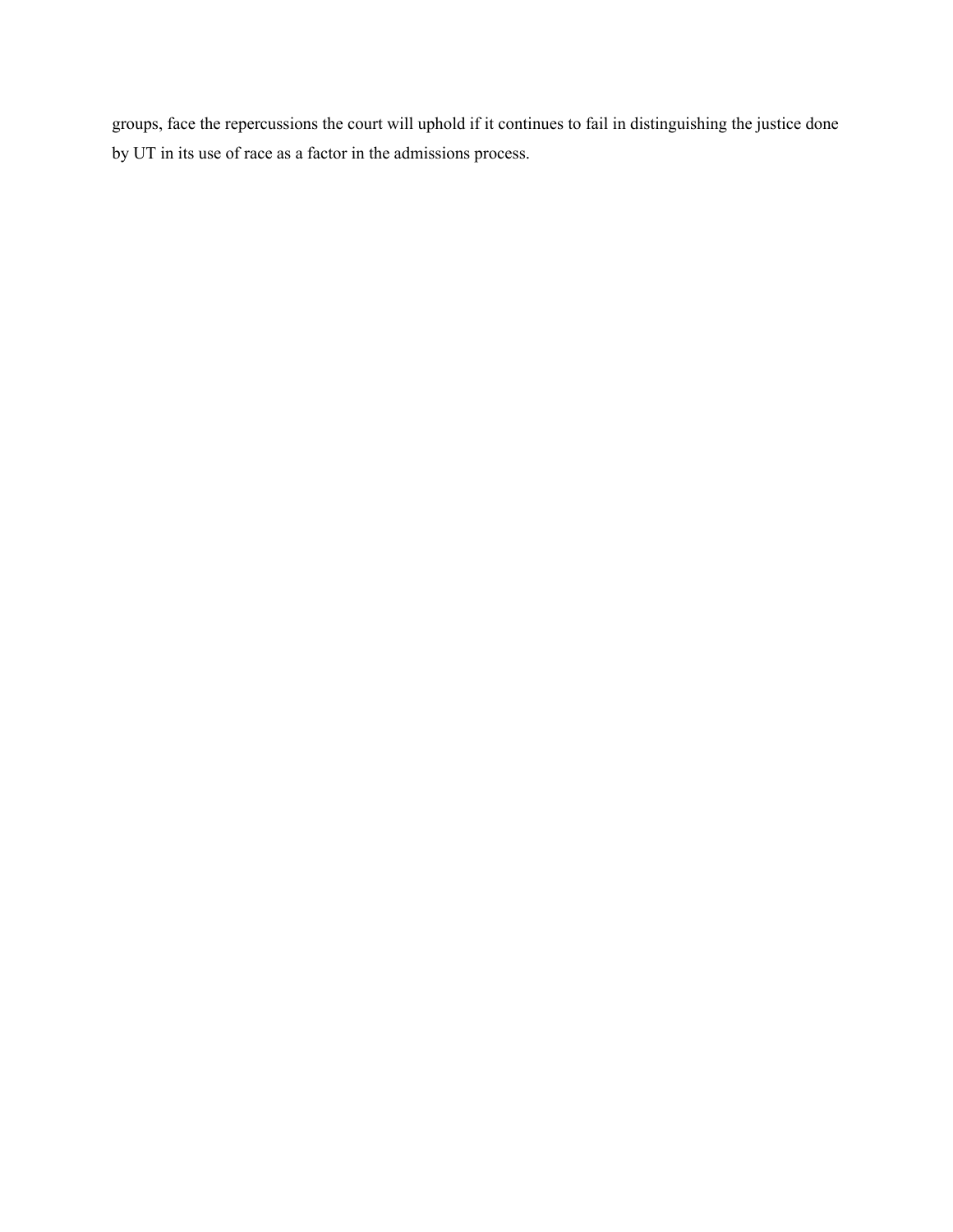groups, face the repercussions the court will uphold if it continues to fail in distinguishing the justice done by UT in its use of race as a factor in the admissions process.